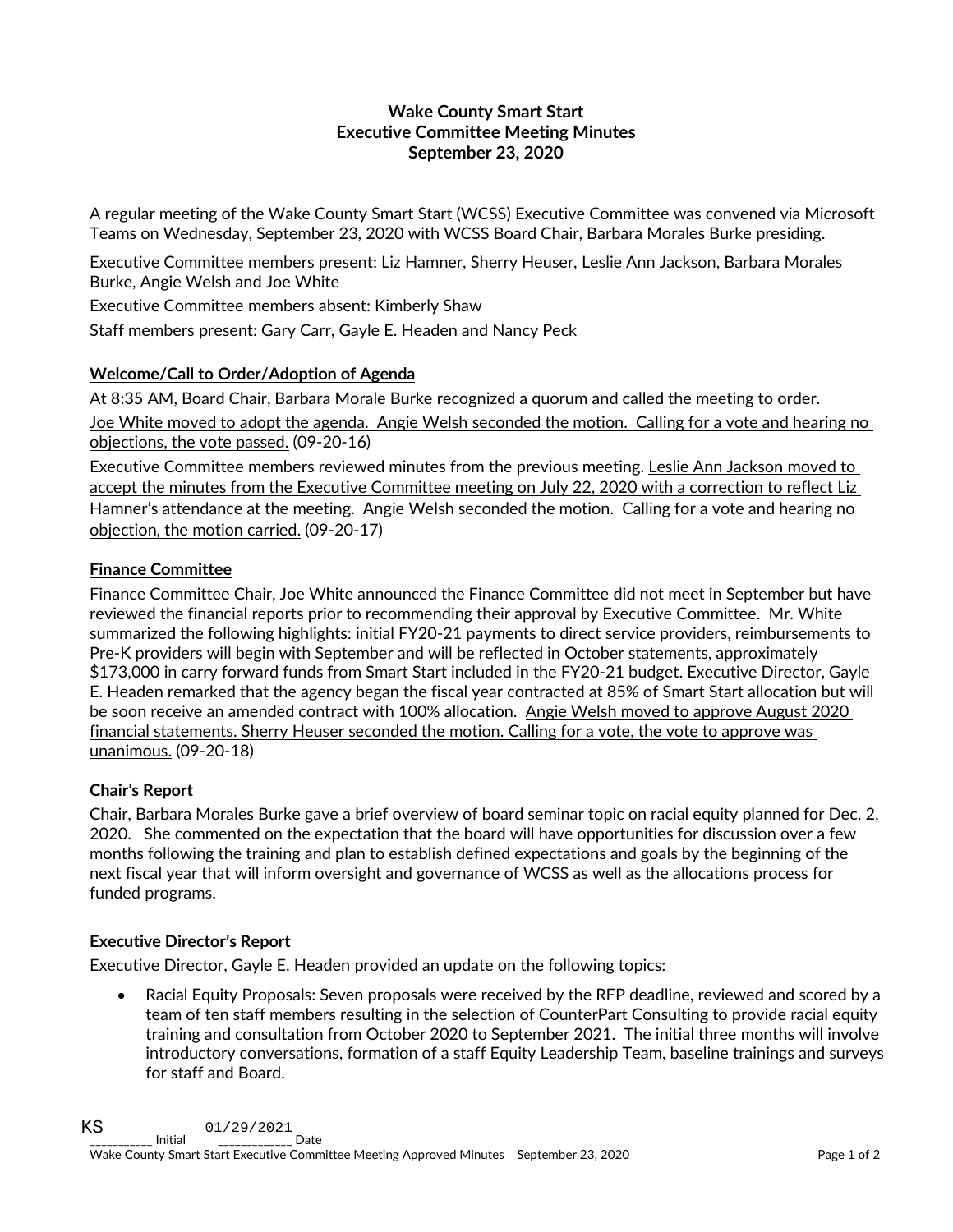**Wake County Smart Start**
**Executive Committee Meeting Minutes**
**September 23, 2020**

A regular meeting of the Wake County Smart Start (WCSS) Executive Committee was convened via Microsoft Teams on Wednesday, September 23, 2020 with WCSS Board Chair, Barbara Morales Burke presiding.

Executive Committee members present: Liz Hamner, Sherry Heuser, Leslie Ann Jackson, Barbara Morales Burke, Angie Welsh and Joe White

Executive Committee members absent: Kimberly Shaw

Staff members present: Gary Carr, Gayle E. Headen and Nancy Peck

## Welcome/Call to Order/Adoption of Agenda

At 8:35 AM, Board Chair, Barbara Morale Burke recognized a quorum and called the meeting to order.

Joe White moved to adopt the agenda. Angie Welsh seconded the motion. Calling for a vote and hearing no objections, the vote passed. (09-20-16)

Executive Committee members reviewed minutes from the previous meeting. Leslie Ann Jackson moved to accept the minutes from the Executive Committee meeting on July 22, 2020 with a correction to reflect Liz Hamner's attendance at the meeting. Angie Welsh seconded the motion. Calling for a vote and hearing no objection, the motion carried. (09-20-17)

## Finance Committee

Finance Committee Chair, Joe White announced the Finance Committee did not meet in September but have reviewed the financial reports prior to recommending their approval by Executive Committee. Mr. White summarized the following highlights: initial FY20-21 payments to direct service providers, reimbursements to Pre-K providers will begin with September and will be reflected in October statements, approximately $173,000 in carry forward funds from Smart Start included in the FY20-21 budget. Executive Director, Gayle E. Headen remarked that the agency began the fiscal year contracted at 85% of Smart Start allocation but will be soon receive an amended contract with 100% allocation. Angie Welsh moved to approve August 2020 financial statements. Sherry Heuser seconded the motion. Calling for a vote, the vote to approve was unanimous. (09-20-18)

## Chair's Report

Chair, Barbara Morales Burke gave a brief overview of board seminar topic on racial equity planned for Dec. 2, 2020. She commented on the expectation that the board will have opportunities for discussion over a few months following the training and plan to establish defined expectations and goals by the beginning of the next fiscal year that will inform oversight and governance of WCSS as well as the allocations process for funded programs.

## Executive Director's Report

Executive Director, Gayle E. Headen provided an update on the following topics:

- Racial Equity Proposals: Seven proposals were received by the RFP deadline, reviewed and scored by a team of ten staff members resulting in the selection of CounterPart Consulting to provide racial equity training and consultation from October 2020 to September 2021. The initial three months will involve introductory conversations, formation of a staff Equity Leadership Team, baseline trainings and surveys for staff and Board.

KS ___________ Initial 01/29/2021 ___________ Date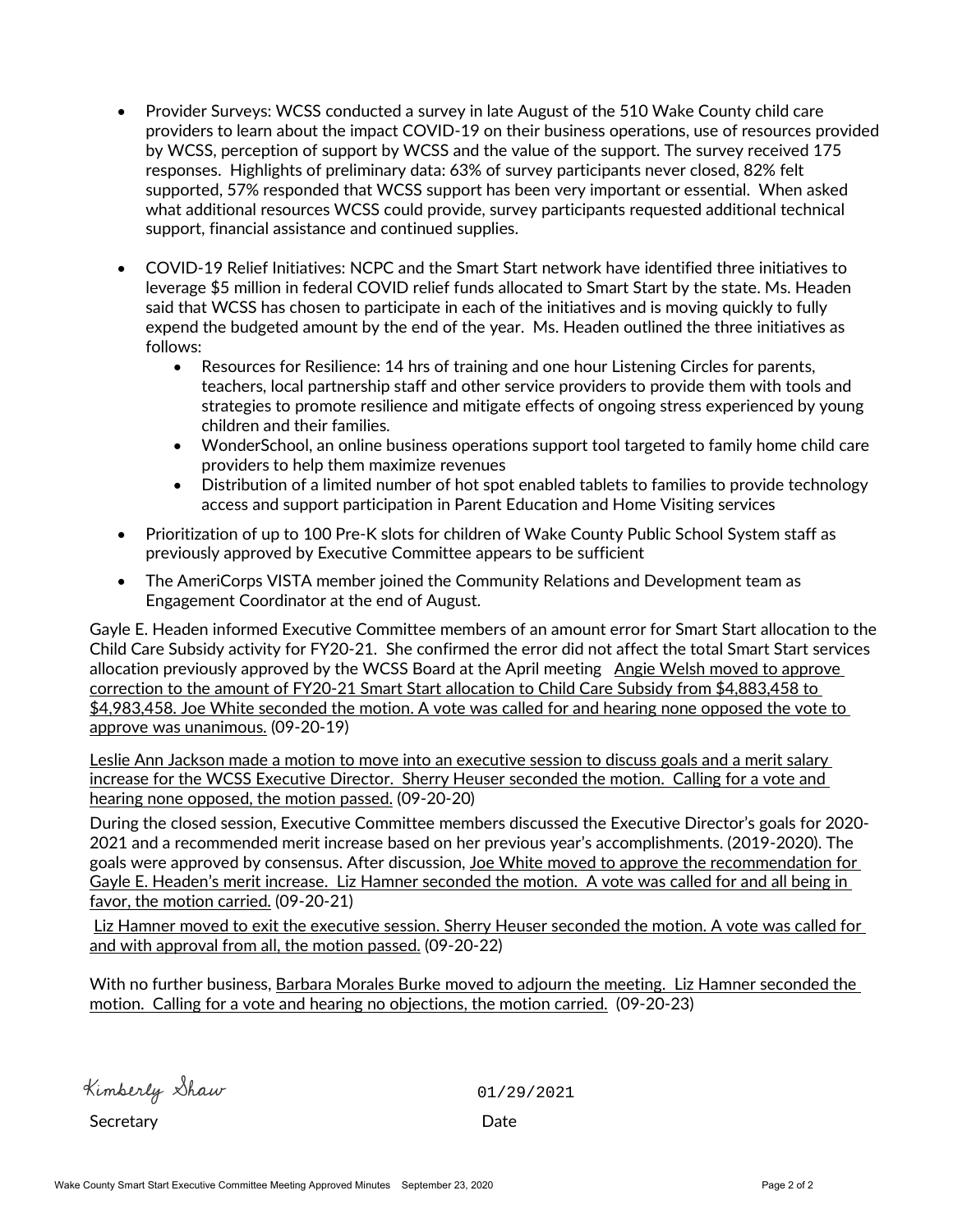- Provider Surveys: WCSS conducted a survey in late August of the 510 Wake County child care providers to learn about the impact COVID-19 on their business operations, use of resources provided by WCSS, perception of support by WCSS and the value of the support. The survey received 175 responses. Highlights of preliminary data: 63% of survey participants never closed, 82% felt supported, 57% responded that WCSS support has been very important or essential. When asked what additional resources WCSS could provide, survey participants requested additional technical support, financial assistance and continued supplies.

- COVID-19 Relief Initiatives: NCPC and the Smart Start network have identified three initiatives to leverage $5 million in federal COVID relief funds allocated to Smart Start by the state. Ms. Headen said that WCSS has chosen to participate in each of the initiatives and is moving quickly to fully expend the budgeted amount by the end of the year. Ms. Headen outlined the three initiatives as follows:
  - Resources for Resilience: 14 hrs of training and one hour Listening Circles for parents, teachers, local partnership staff and other service providers to provide them with tools and strategies to promote resilience and mitigate effects of ongoing stress experienced by young children and their families.
  - WonderSchool, an online business operations support tool targeted to family home child care providers to help them maximize revenues
  - Distribution of a limited number of hot spot enabled tablets to families to provide technology access and support participation in Parent Education and Home Visiting services

- Prioritization of up to 100 Pre-K slots for children of Wake County Public School System staff as previously approved by Executive Committee appears to be sufficient

- The AmeriCorps VISTA member joined the Community Relations and Development team as Engagement Coordinator at the end of August.

Gayle E. Headen informed Executive Committee members of an amount error for Smart Start allocation to the Child Care Subsidy activity for FY20-21. She confirmed the error did not affect the total Smart Start services allocation previously approved by the WCSS Board at the April meeting <u>Angie Welsh moved to approve correction to the amount of FY20-21 Smart Start allocation to Child Care Subsidy from $4,883,458 to $4,983,458. Joe White seconded the motion. A vote was called for and hearing none opposed the vote to approve was unanimous.</u> (09-20-19)

<u>Leslie Ann Jackson made a motion to move into an executive session to discuss goals and a merit salary increase for the WCSS Executive Director. Sherry Heuser seconded the motion. Calling for a vote and hearing none opposed, the motion passed.</u> (09-20-20)

During the closed session, Executive Committee members discussed the Executive Director's goals for 2020-2021 and a recommended merit increase based on her previous year's accomplishments. (2019-2020). The goals were approved by consensus. After discussion, <u>Joe White moved to approve the recommendation for Gayle E. Headen's merit increase. Liz Hamner seconded the motion. A vote was called for and all being in favor, the motion carried.</u> (09-20-21)

<u>Liz Hamner moved to exit the executive session. Sherry Heuser seconded the motion. A vote was called for and with approval from all, the motion passed.</u> (09-20-22)

With no further business, <u>Barbara Morales Burke moved to adjourn the meeting. Liz Hamner seconded the motion. Calling for a vote and hearing no objections, the motion carried.</u> (09-20-23)

Kimberly Shaw
Secretary

01/29/2021
Date